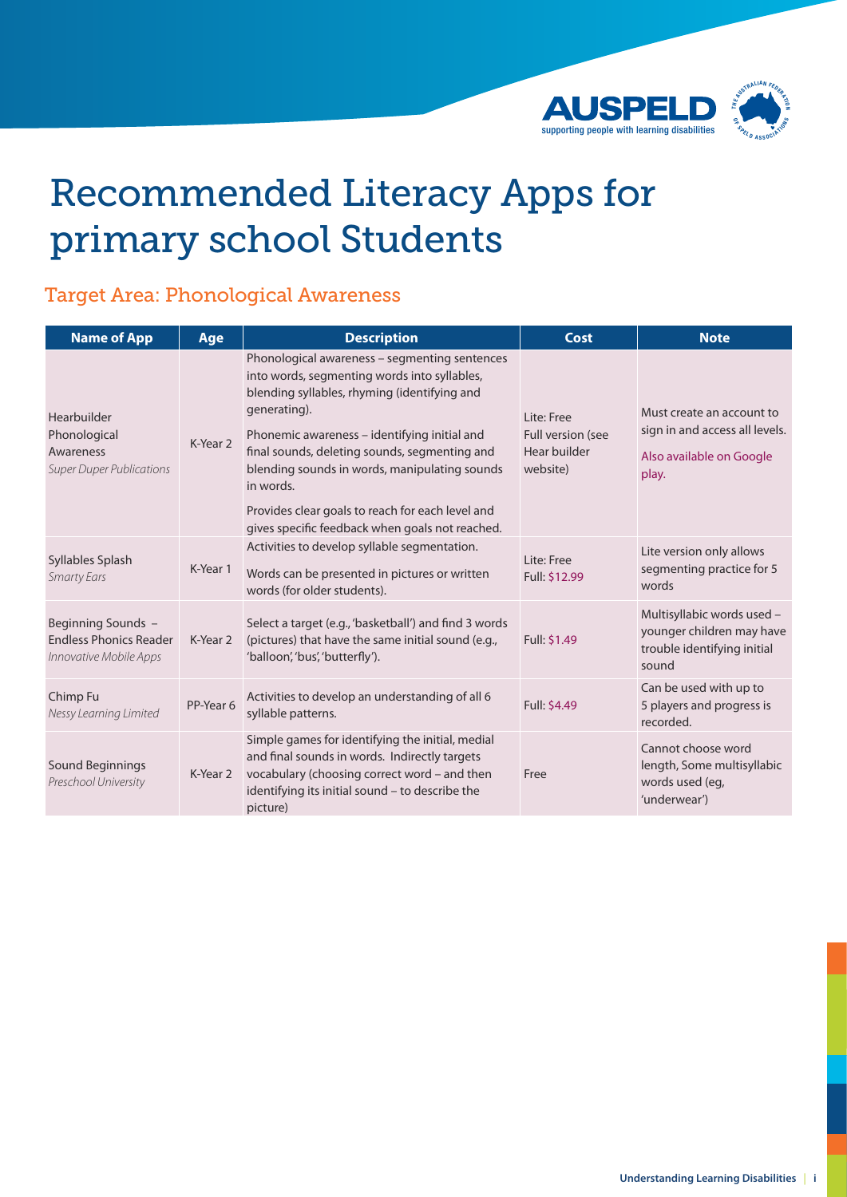AUSPELD supporting people with learning disabilities

# Recommended Literacy Apps for primary school Students

## Target Area: Phonological Awareness

| Name of App | Age | Description | Cost | Note |
|---|---|---|---|---|
| Hearbuilder Phonological Awareness *Super Duper Publications* | K-Year 2 | Phonological awareness – segmenting sentences into words, segmenting words into syllables, blending syllables, rhyming (identifying and generating).<br><br>Phonemic awareness – identifying initial and final sounds, deleting sounds, segmenting and blending sounds in words, manipulating sounds in words.<br><br>Provides clear goals to reach for each level and gives specific feedback when goals not reached. | Lite: Free<br>Full version (see Hear builder website) | Must create an account to sign in and access all levels.<br><br>Also available on Google play. |
| Syllables Splash *Smarty Ears* | K-Year 1 | Activities to develop syllable segmentation.<br><br>Words can be presented in pictures or written words (for older students). | Lite: Free<br>Full: $12.99 | Lite version only allows segmenting practice for 5 words |
| Beginning Sounds – Endless Phonics Reader *Innovative Mobile Apps* | K-Year 2 | Select a target (e.g., 'basketball') and find 3 words (pictures) that have the same initial sound (e.g., 'balloon', 'bus', 'butterfly'). | Full: $1.49 | Multisyllabic words used – younger children may have trouble identifying initial sound |
| Chimp Fu *Nessy Learning Limited* | PP-Year 6 | Activities to develop an understanding of all 6 syllable patterns. | Full: $4.49 | Can be used with up to 5 players and progress is recorded. |
| Sound Beginnings *Preschool University* | K-Year 2 | Simple games for identifying the initial, medial and final sounds in words. Indirectly targets vocabulary (choosing correct word – and then identifying its initial sound – to describe the picture) | Free | Cannot choose word length, Some multisyllabic words used (eg, 'underwear') |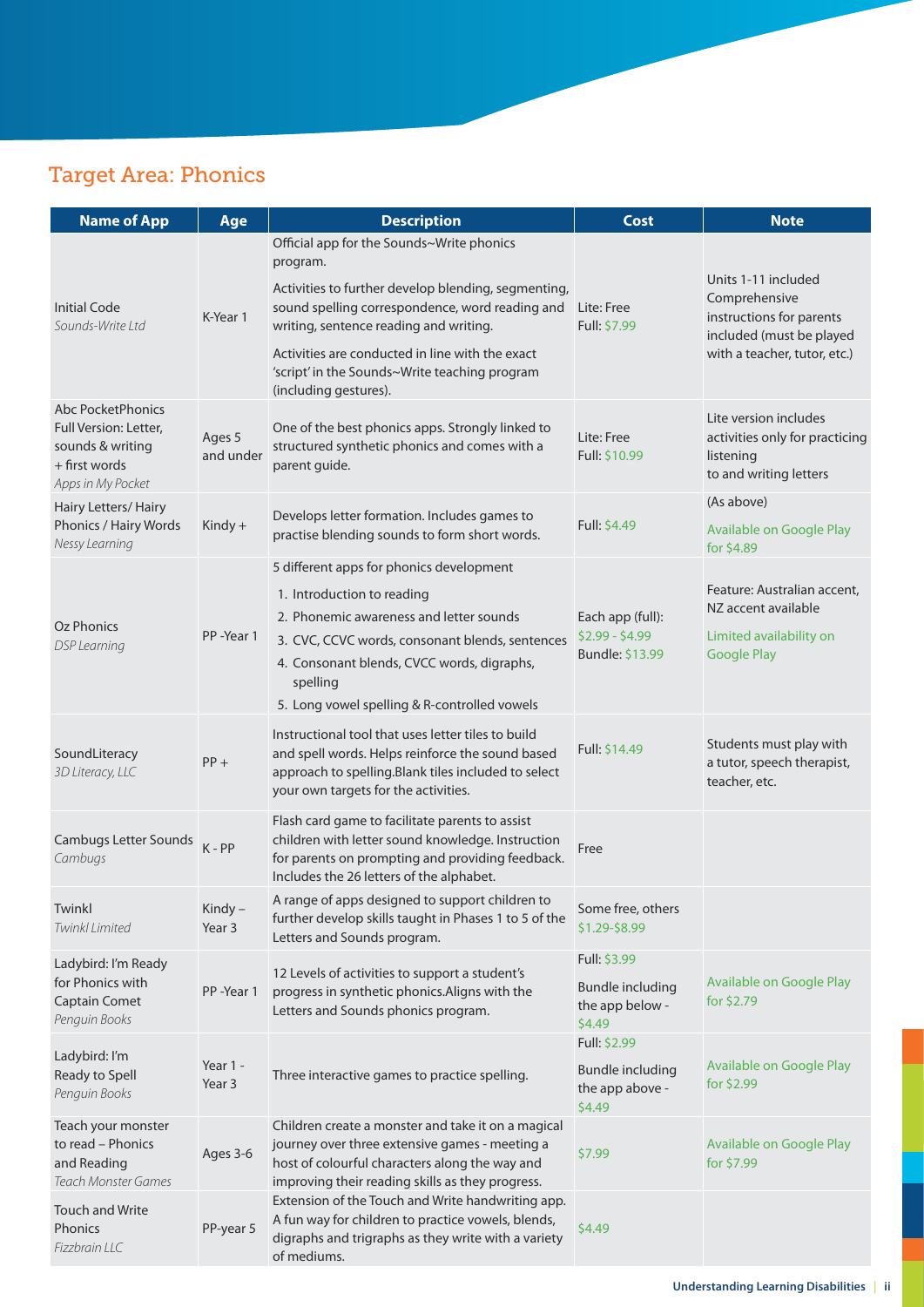## Target Area: Phonics

| Name of App | Age | Description | Cost | Note |
|---|---|---|---|---|
| Initial Code *Sounds-Write Ltd* | K-Year 1 | Official app for the Sounds~Write phonics program. Activities to further develop blending, segmenting, sound spelling correspondence, word reading and writing, sentence reading and writing. Activities are conducted in line with the exact 'script' in the Sounds~Write teaching program (including gestures). | Lite: Free Full: $7.99 | Units 1-11 included Comprehensive instructions for parents included (must be played with a teacher, tutor, etc.) |
| Abc PocketPhonics Full Version: Letter, sounds & writing + first words *Apps in My Pocket* | Ages 5 and under | One of the best phonics apps. Strongly linked to structured synthetic phonics and comes with a parent guide. | Lite: Free Full: $10.99 | Lite version includes activities only for practicing listening to and writing letters |
| Hairy Letters/ Hairy Phonics / Hairy Words *Nessy Learning* | Kindy + | Develops letter formation. Includes games to practise blending sounds to form short words. | Full: $4.49 | (As above) Available on Google Play for $4.89 |
| Oz Phonics *DSP Learning* | PP -Year 1 | 5 different apps for phonics development 1. Introduction to reading 2. Phonemic awareness and letter sounds 3. CVC, CCVC words, consonant blends, sentences 4. Consonant blends, CVCC words, digraphs, spelling 5. Long vowel spelling & R-controlled vowels | Each app (full): $2.99 - $4.99 Bundle: $13.99 | Feature: Australian accent, NZ accent available Limited availability on Google Play |
| SoundLiteracy *3D Literacy, LLC* | PP + | Instructional tool that uses letter tiles to build and spell words. Helps reinforce the sound based approach to spelling.Blank tiles included to select your own targets for the activities. | Full: $14.49 | Students must play with a tutor, speech therapist, teacher, etc. |
| Cambugs Letter Sounds *Cambugs* | K - PP | Flash card game to facilitate parents to assist children with letter sound knowledge. Instruction for parents on prompting and providing feedback. Includes the 26 letters of the alphabet. | Free | |
| Twinkl *Twinkl Limited* | Kindy – Year 3 | A range of apps designed to support children to further develop skills taught in Phases 1 to 5 of the Letters and Sounds program. | Some free, others $1.29-$8.99 | |
| Ladybird: I'm Ready for Phonics with Captain Comet *Penguin Books* | PP -Year 1 | 12 Levels of activities to support a student's progress in synthetic phonics.Aligns with the Letters and Sounds phonics program. | Full: $3.99 Bundle including the app below - $4.49 | Available on Google Play for $2.79 |
| Ladybird: I'm Ready to Spell *Penguin Books* | Year 1 - Year 3 | Three interactive games to practice spelling. | Full: $2.99 Bundle including the app above - $4.49 | Available on Google Play for $2.99 |
| Teach your monster to read – Phonics and Reading *Teach Monster Games* | Ages 3-6 | Children create a monster and take it on a magical journey over three extensive games - meeting a host of colourful characters along the way and improving their reading skills as they progress. | $7.99 | Available on Google Play for $7.99 |
| Touch and Write Phonics *Fizzbrain LLC* | PP-year 5 | Extension of the Touch and Write handwriting app. A fun way for children to practice vowels, blends, digraphs and trigraphs as they write with a variety of mediums. | $4.49 | |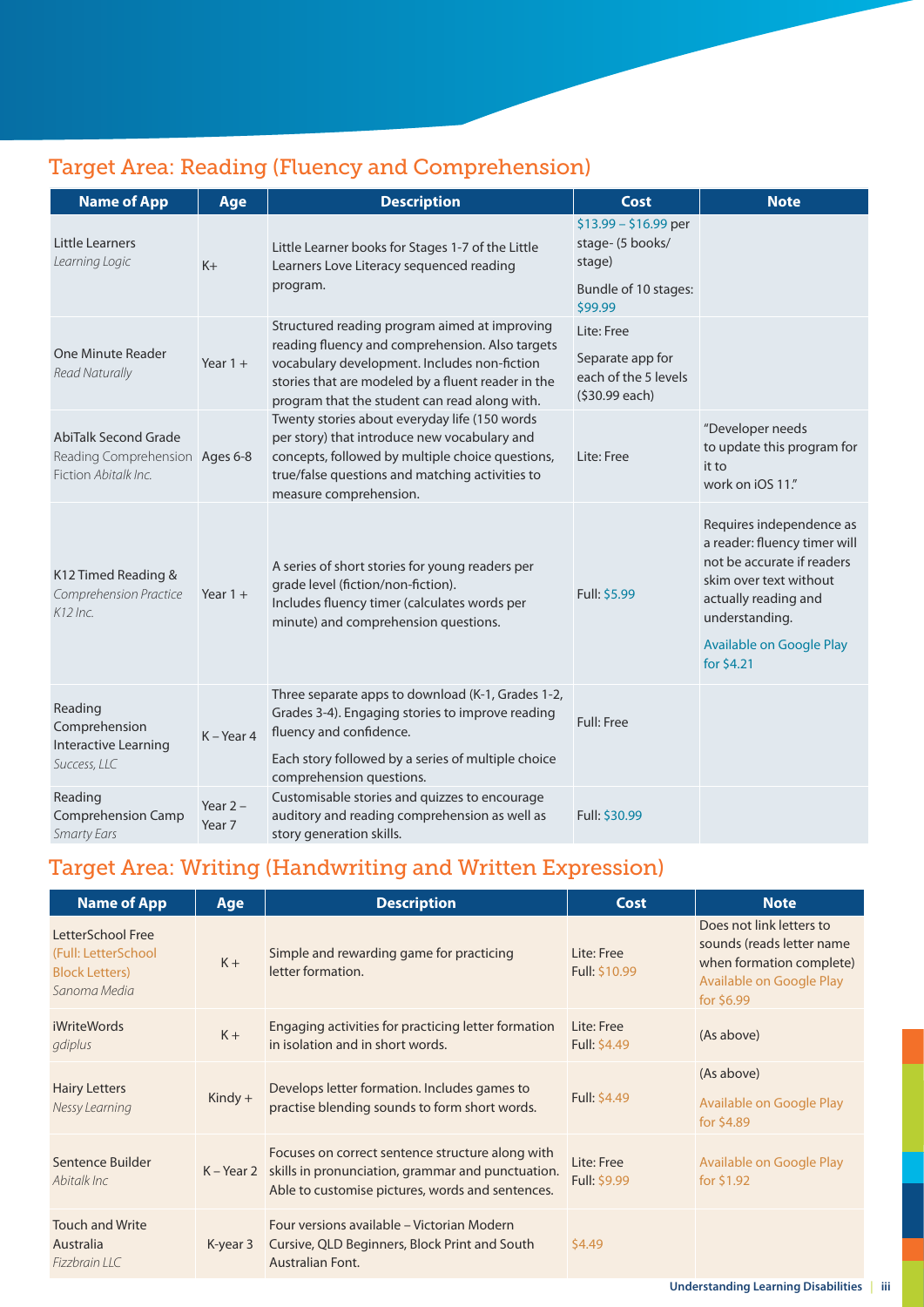## Target Area: Reading (Fluency and Comprehension)

| Name of App | Age | Description | Cost | Note |
|---|---|---|---|---|
| Little Learners *Learning Logic* | K+ | Little Learner books for Stages 1-7 of the Little Learners Love Literacy sequenced reading program. | $13.99 – $16.99 per stage- (5 books/ stage) Bundle of 10 stages: $99.99 | |
| One Minute Reader *Read Naturally* | Year 1 + | Structured reading program aimed at improving reading fluency and comprehension. Also targets vocabulary development. Includes non-fiction stories that are modeled by a fluent reader in the program that the student can read along with. | Lite: Free Separate app for each of the 5 levels ($30.99 each) | |
| AbiTalk Second Grade Reading Comprehension Fiction *Abitalk Inc.* | Ages 6-8 | Twenty stories about everyday life (150 words per story) that introduce new vocabulary and concepts, followed by multiple choice questions, true/false questions and matching activities to measure comprehension. | Lite: Free | "Developer needs to update this program for it to work on iOS 11." |
| K12 Timed Reading & Comprehension Practice *K12 Inc.* | Year 1 + | A series of short stories for young readers per grade level (fiction/non-fiction). Includes fluency timer (calculates words per minute) and comprehension questions. | Full: $5.99 | Requires independence as a reader: fluency timer will not be accurate if readers skim over text without actually reading and understanding. Available on Google Play for $4.21 |
| Reading Comprehension Interactive Learning *Success, LLC* | K – Year 4 | Three separate apps to download (K-1, Grades 1-2, Grades 3-4). Engaging stories to improve reading fluency and confidence. Each story followed by a series of multiple choice comprehension questions. | Full: Free | |
| Reading Comprehension Camp *Smarty Ears* | Year 2 – Year 7 | Customisable stories and quizzes to encourage auditory and reading comprehension as well as story generation skills. | Full: $30.99 | |

## Target Area: Writing (Handwriting and Written Expression)

| Name of App | Age | Description | Cost | Note |
|---|---|---|---|---|
| LetterSchool Free (Full: LetterSchool Block Letters) *Sanoma Media* | K + | Simple and rewarding game for practicing letter formation. | Lite: Free Full: $10.99 | Does not link letters to sounds (reads letter name when formation complete) Available on Google Play for $6.99 |
| iWriteWords *gdiplus* | K + | Engaging activities for practicing letter formation in isolation and in short words. | Lite: Free Full: $4.49 | (As above) |
| Hairy Letters *Nessy Learning* | Kindy + | Develops letter formation. Includes games to practise blending sounds to form short words. | Full: $4.49 | (As above) Available on Google Play for $4.89 |
| Sentence Builder *Abitalk Inc* | K – Year 2 | Focuses on correct sentence structure along with skills in pronunciation, grammar and punctuation. Able to customise pictures, words and sentences. | Lite: Free Full: $9.99 | Available on Google Play for $1.92 |
| Touch and Write Australia *Fizzbrain LLC* | K-year 3 | Four versions available – Victorian Modern Cursive, QLD Beginners, Block Print and South Australian Font. | $4.49 | |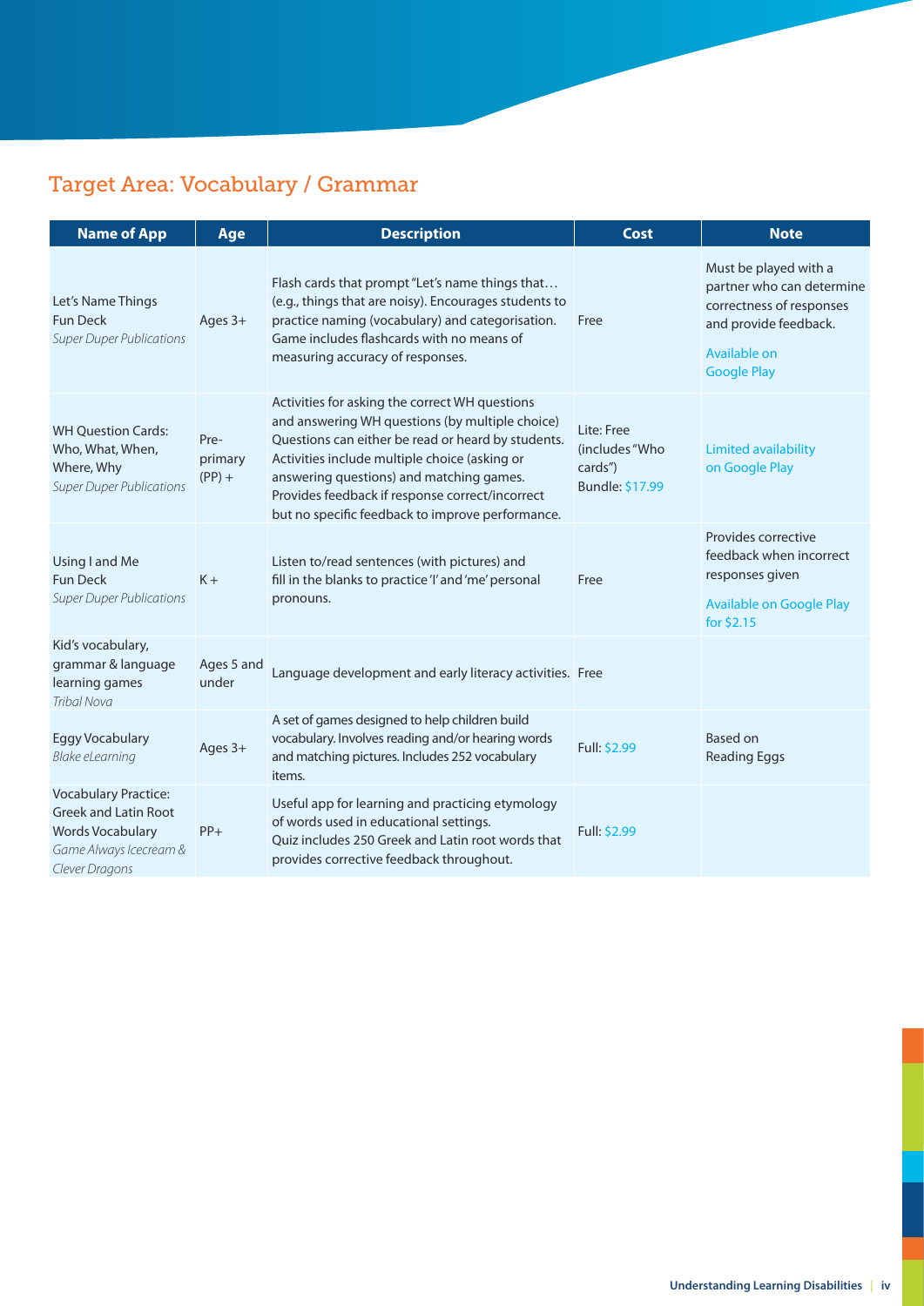## Target Area: Vocabulary / Grammar

| Name of App | Age | Description | Cost | Note |
|---|---|---|---|---|
| Let's Name Things Fun Deck *Super Duper Publications* | Ages 3+ | Flash cards that prompt "Let's name things that… (e.g., things that are noisy). Encourages students to practice naming (vocabulary) and categorisation. Game includes flashcards with no means of measuring accuracy of responses. | Free | Must be played with a partner who can determine correctness of responses and provide feedback. Available on Google Play |
| WH Question Cards: Who, What, When, Where, Why *Super Duper Publications* | Pre-primary (PP) + | Activities for asking the correct WH questions and answering WH questions (by multiple choice) Questions can either be read or heard by students. Activities include multiple choice (asking or answering questions) and matching games. Provides feedback if response correct/incorrect but no specific feedback to improve performance. | Lite: Free (includes "Who cards") Bundle: $17.99 | Limited availability on Google Play |
| Using I and Me Fun Deck *Super Duper Publications* | K + | Listen to/read sentences (with pictures) and fill in the blanks to practice 'I' and 'me' personal pronouns. | Free | Provides corrective feedback when incorrect responses given Available on Google Play for $2.15 |
| Kid's vocabulary, grammar & language learning games *Tribal Nova* | Ages 5 and under | Language development and early literacy activities. | Free | |
| Eggy Vocabulary *Blake eLearning* | Ages 3+ | A set of games designed to help children build vocabulary. Involves reading and/or hearing words and matching pictures. Includes 252 vocabulary items. | Full: $2.99 | Based on Reading Eggs |
| Vocabulary Practice: Greek and Latin Root Words Vocabulary *Game Always Icecream & Clever Dragons* | PP+ | Useful app for learning and practicing etymology of words used in educational settings. Quiz includes 250 Greek and Latin root words that provides corrective feedback throughout. | Full: $2.99 | |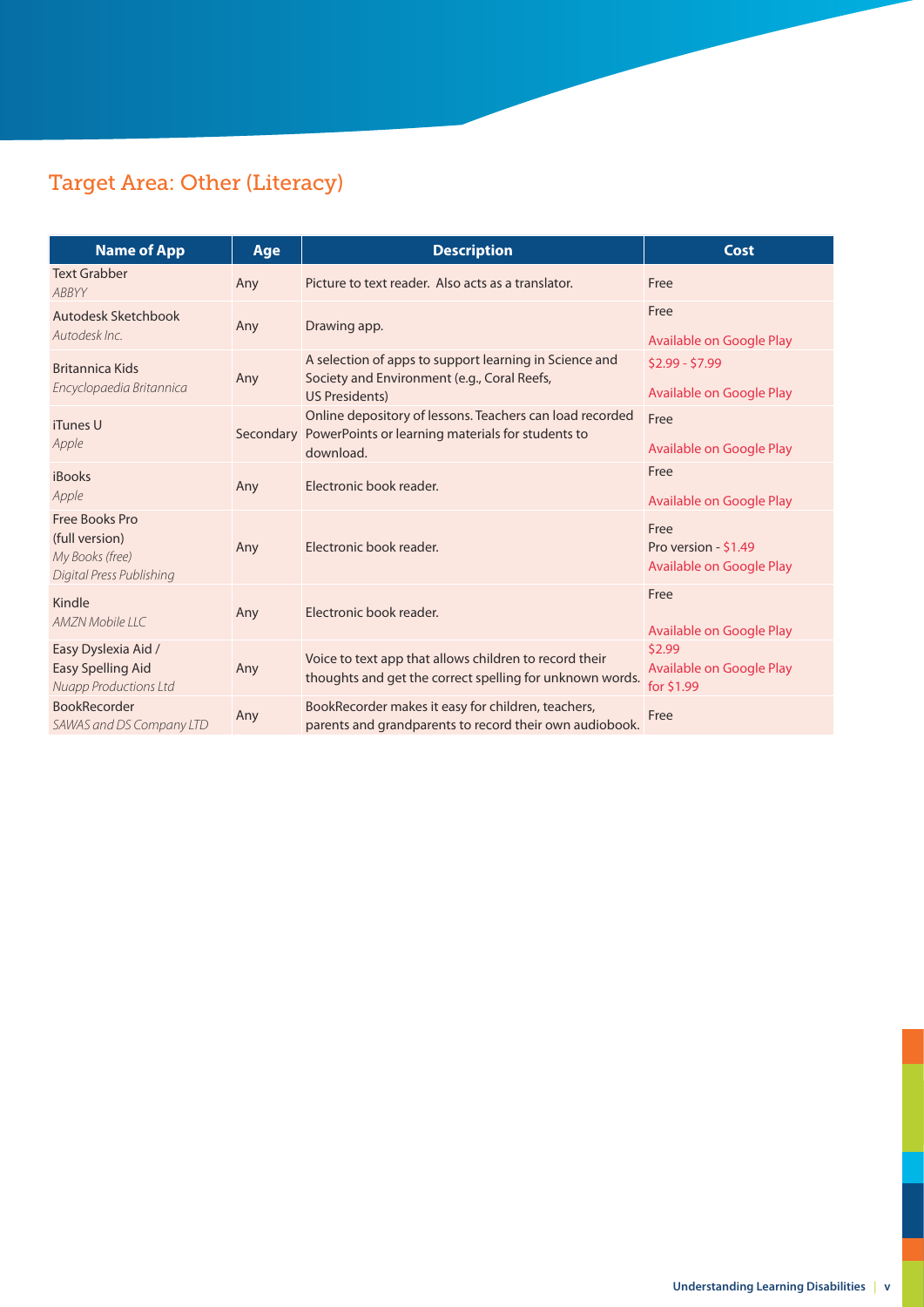## Target Area: Other (Literacy)

| Name of App | Age | Description | Cost |
|---|---|---|---|
| Text Grabber<br>*ABBYY* | Any | Picture to text reader. Also acts as a translator. | Free |
| Autodesk Sketchbook<br>*Autodesk Inc.* | Any | Drawing app. | Free<br>Available on Google Play |
| Britannica Kids<br>*Encyclopaedia Britannica* | Any | A selection of apps to support learning in Science and Society and Environment (e.g., Coral Reefs, US Presidents) | $2.99 - $7.99<br>Available on Google Play |
| iTunes U<br>*Apple* | Secondary | Online depository of lessons. Teachers can load recorded PowerPoints or learning materials for students to download. | Free<br>Available on Google Play |
| iBooks<br>*Apple* | Any | Electronic book reader. | Free<br>Available on Google Play |
| Free Books Pro (full version)<br>*My Books (free)*<br>*Digital Press Publishing* | Any | Electronic book reader. | Free<br>Pro version - $1.49<br>Available on Google Play |
| Kindle<br>*AMZN Mobile LLC* | Any | Electronic book reader. | Free<br>Available on Google Play |
| Easy Dyslexia Aid / Easy Spelling Aid<br>*Nuapp Productions Ltd* | Any | Voice to text app that allows children to record their thoughts and get the correct spelling for unknown words. | $2.99<br>Available on Google Play for $1.99 |
| BookRecorder<br>*SAWAS and DS Company LTD* | Any | BookRecorder makes it easy for children, teachers, parents and grandparents to record their own audiobook. | Free |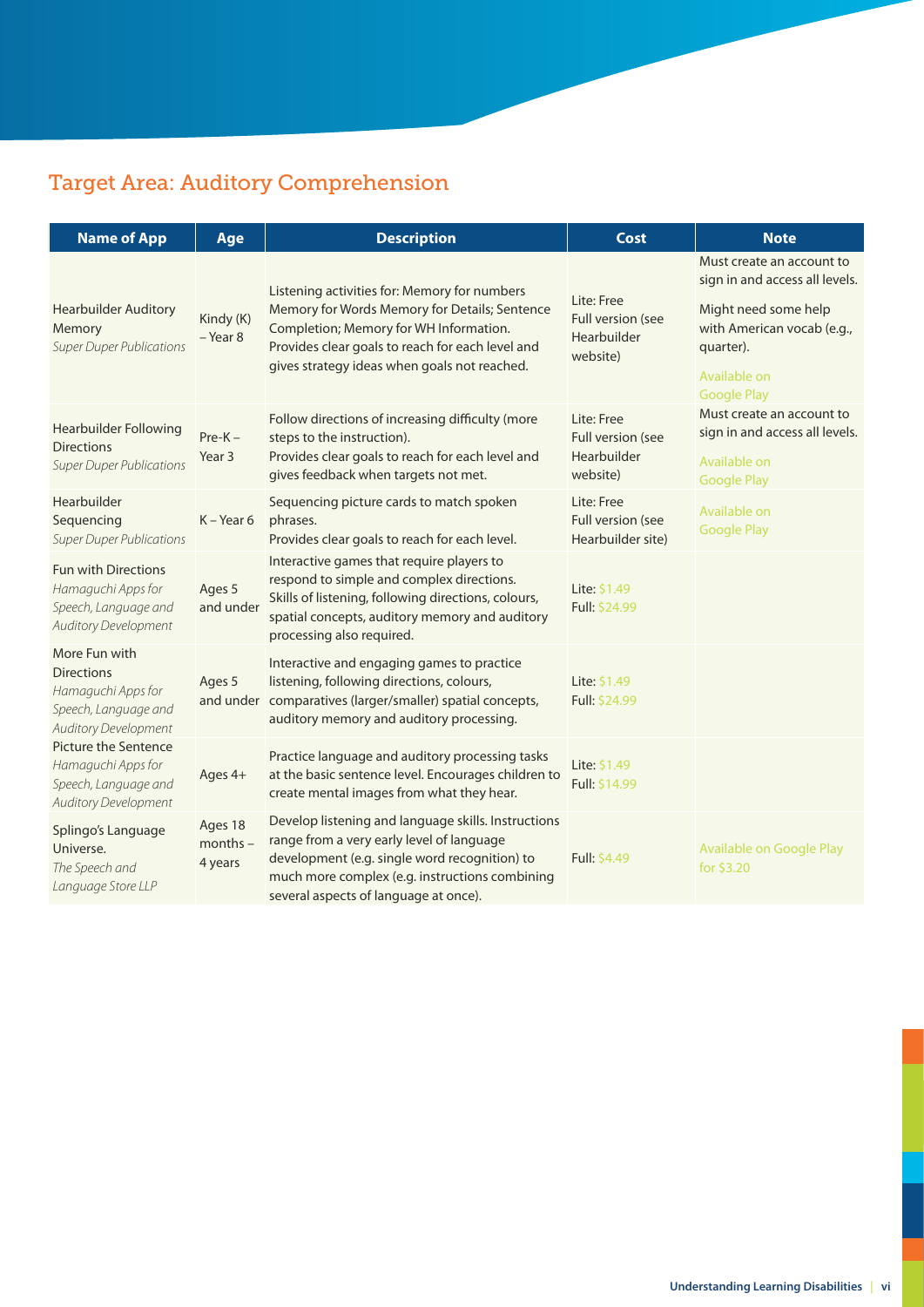## Target Area: Auditory Comprehension

| Name of App | Age | Description | Cost | Note |
|---|---|---|---|---|
| Hearbuilder Auditory Memory *Super Duper Publications* | Kindy (K) – Year 8 | Listening activities for: Memory for numbers Memory for Words Memory for Details; Sentence Completion; Memory for WH Information. Provides clear goals to reach for each level and gives strategy ideas when goals not reached. | Lite: Free Full version (see Hearbuilder website) | Must create an account to sign in and access all levels. Might need some help with American vocab (e.g., quarter). Available on Google Play |
| Hearbuilder Following Directions *Super Duper Publications* | Pre-K – Year 3 | Follow directions of increasing difficulty (more steps to the instruction). Provides clear goals to reach for each level and gives feedback when targets not met. | Lite: Free Full version (see Hearbuilder website) | Must create an account to sign in and access all levels. Available on Google Play |
| Hearbuilder Sequencing *Super Duper Publications* | K – Year 6 | Sequencing picture cards to match spoken phrases. Provides clear goals to reach for each level. | Lite: Free Full version (see Hearbuilder site) | Available on Google Play |
| Fun with Directions *Hamaguchi Apps for Speech, Language and Auditory Development* | Ages 5 and under | Interactive games that require players to respond to simple and complex directions. Skills of listening, following directions, colours, spatial concepts, auditory memory and auditory processing also required. | Lite: $1.49 Full: $24.99 | |
| More Fun with Directions *Hamaguchi Apps for Speech, Language and Auditory Development* | Ages 5 and under | Interactive and engaging games to practice listening, following directions, colours, comparatives (larger/smaller) spatial concepts, auditory memory and auditory processing. | Lite: $1.49 Full: $24.99 | |
| Picture the Sentence *Hamaguchi Apps for Speech, Language and Auditory Development* | Ages 4+ | Practice language and auditory processing tasks at the basic sentence level. Encourages children to create mental images from what they hear. | Lite: $1.49 Full: $14.99 | |
| Splingo's Language Universe. *The Speech and Language Store LLP* | Ages 18 months – 4 years | Develop listening and language skills. Instructions range from a very early level of language development (e.g. single word recognition) to much more complex (e.g. instructions combining several aspects of language at once). | Full: $4.49 | Available on Google Play for $3.20 |